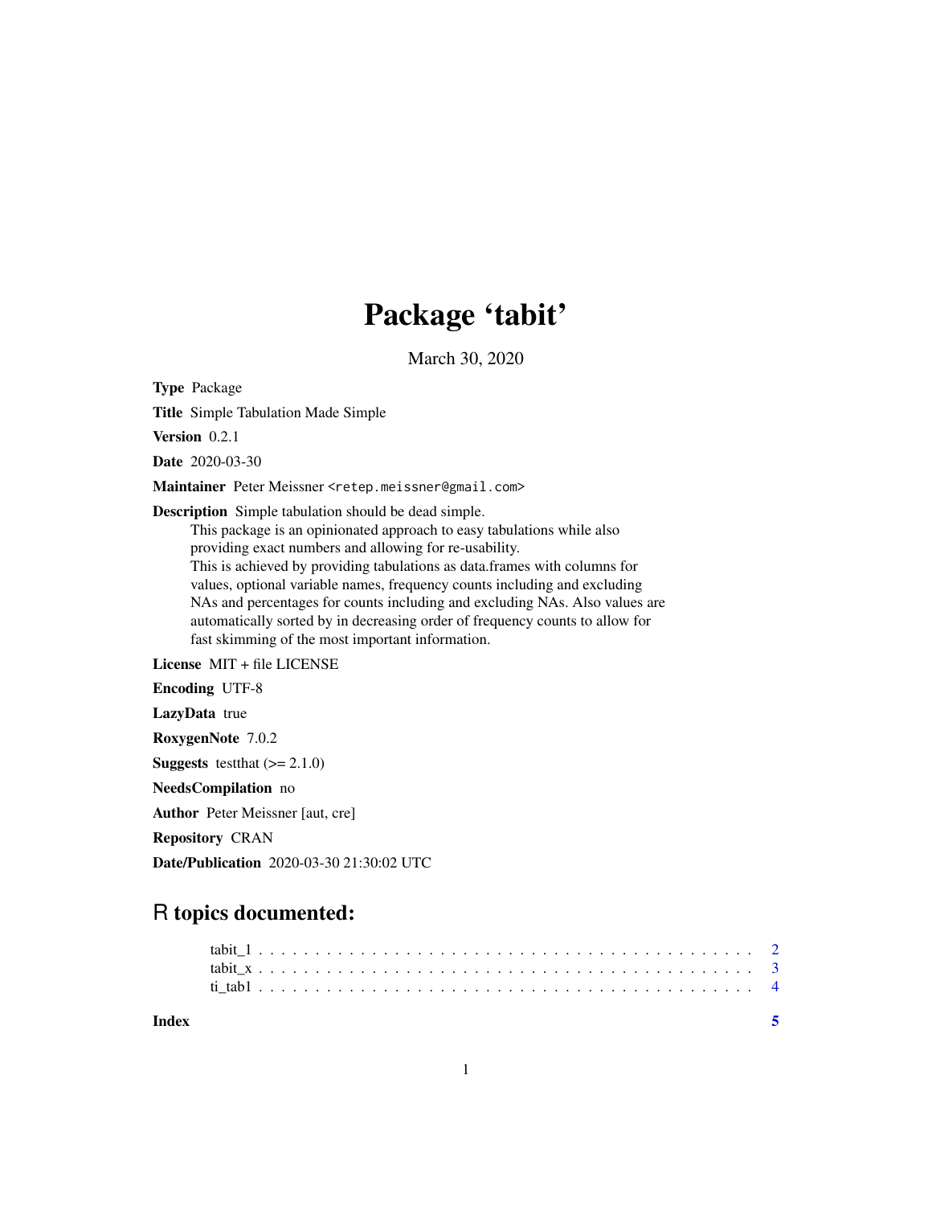# Package 'tabit'

March 30, 2020

**Type** Package

**Title** Simple Tabulation Made Simple

**Version** 0.2.1

**Date** 2020-03-30

**Maintainer** Peter Meissner <retep.meissner@gmail.com>

**Description** Simple tabulation should be dead simple.
This package is an opinionated approach to easy tabulations while also
providing exact numbers and allowing for re-usability.
This is achieved by providing tabulations as data.frames with columns for
values, optional variable names, frequency counts including and excluding
NAs and percentages for counts including and excluding NAs. Also values are
automatically sorted by in decreasing order of frequency counts to allow for
fast skimming of the most important information.

**License** MIT + file LICENSE

**Encoding** UTF-8

**LazyData** true

**RoxygenNote** 7.0.2

**Suggests** testthat (>= 2.1.0)

**NeedsCompilation** no

**Author** Peter Meissner [aut, cre]

**Repository** CRAN

**Date/Publication** 2020-03-30 21:30:02 UTC

## R topics documented:

tabit_1 . . . . . . . . . . . . . . . . . . . . . . . . . . . . . . . . . . . . . . . . . . . 2
tabit_x . . . . . . . . . . . . . . . . . . . . . . . . . . . . . . . . . . . . . . . . . . . 3
ti_tab1 . . . . . . . . . . . . . . . . . . . . . . . . . . . . . . . . . . . . . . . . . . . 4

**Index** 5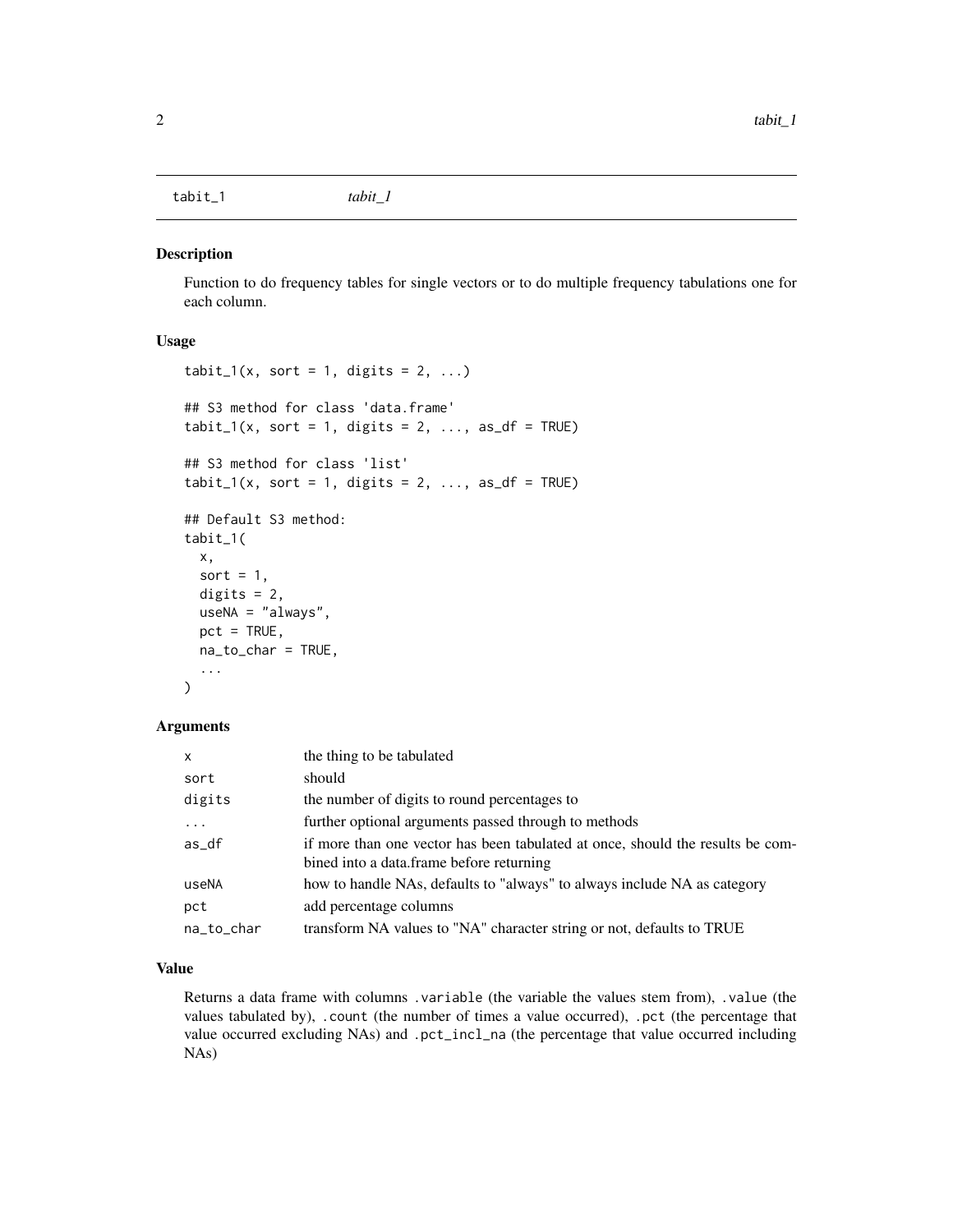## tabit_1 — *tabit_1*

### Description

Function to do frequency tables for single vectors or to do multiple frequency tabulations one for each column.

### Usage

```
tabit_1(x, sort = 1, digits = 2, ...)

## S3 method for class 'data.frame'
tabit_1(x, sort = 1, digits = 2, ..., as_df = TRUE)

## S3 method for class 'list'
tabit_1(x, sort = 1, digits = 2, ..., as_df = TRUE)

## Default S3 method:
tabit_1(
  x,
  sort = 1,
  digits = 2,
  useNA = "always",
  pct = TRUE,
  na_to_char = TRUE,
  ...
)
```

### Arguments

| | |
|---|---|
| `x` | the thing to be tabulated |
| `sort` | should |
| `digits` | the number of digits to round percentages to |
| `...` | further optional arguments passed through to methods |
| `as_df` | if more than one vector has been tabulated at once, should the results be combined into a data.frame before returning |
| `useNA` | how to handle NAs, defaults to "always" to always include NA as category |
| `pct` | add percentage columns |
| `na_to_char` | transform NA values to "NA" character string or not, defaults to TRUE |

### Value

Returns a data frame with columns `.variable` (the variable the values stem from), `.value` (the values tabulated by), `.count` (the number of times a value occurred), `.pct` (the percentage that value occurred excluding NAs) and `.pct_incl_na` (the percentage that value occurred including NAs)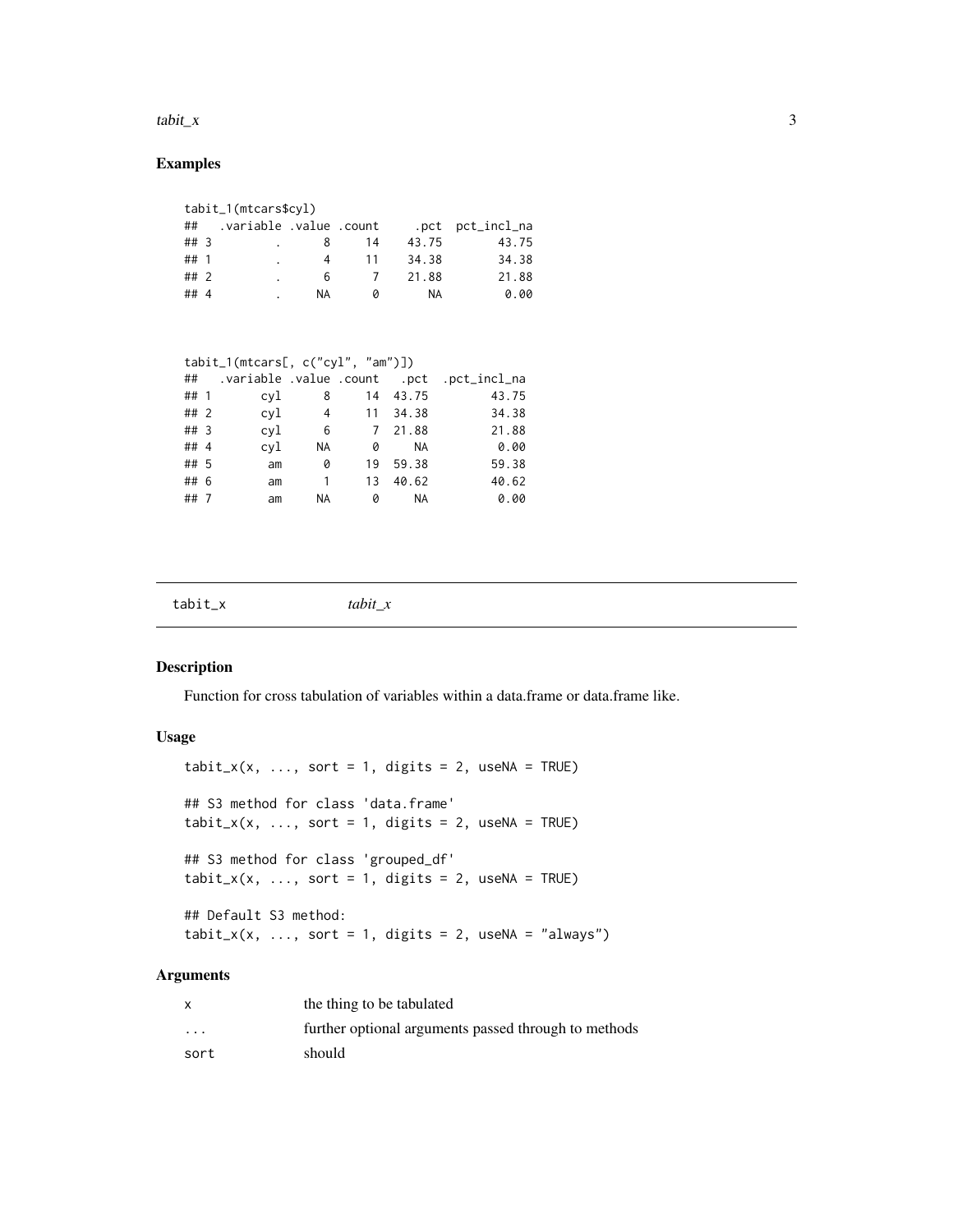## Examples

```
tabit_1(mtcars$cyl)
##   .variable .value .count    .pct  pct_incl_na
## 3         .      8     14   43.75        43.75
## 1         .      4     11   34.38        34.38
## 2         .      6      7   21.88        21.88
## 4         .     NA      0      NA         0.00
```

```
tabit_1(mtcars[, c("cyl", "am")])
##   .variable .value .count   .pct  .pct_incl_na
## 1       cyl      8     14  43.75         43.75
## 2       cyl      4     11  34.38         34.38
## 3       cyl      6      7  21.88         21.88
## 4       cyl     NA      0     NA          0.00
## 5        am      0     19  59.38         59.38
## 6        am      1     13  40.62         40.62
## 7        am     NA      0     NA          0.00
```

---

`tabit_x` *tabit_x*

---

## Description

Function for cross tabulation of variables within a data.frame or data.frame like.

## Usage

```
tabit_x(x, ..., sort = 1, digits = 2, useNA = TRUE)

## S3 method for class 'data.frame'
tabit_x(x, ..., sort = 1, digits = 2, useNA = TRUE)

## S3 method for class 'grouped_df'
tabit_x(x, ..., sort = 1, digits = 2, useNA = TRUE)

## Default S3 method:
tabit_x(x, ..., sort = 1, digits = 2, useNA = "always")
```

## Arguments

| | |
|---|---|
| `x` | the thing to be tabulated |
| `...` | further optional arguments passed through to methods |
| `sort` | should |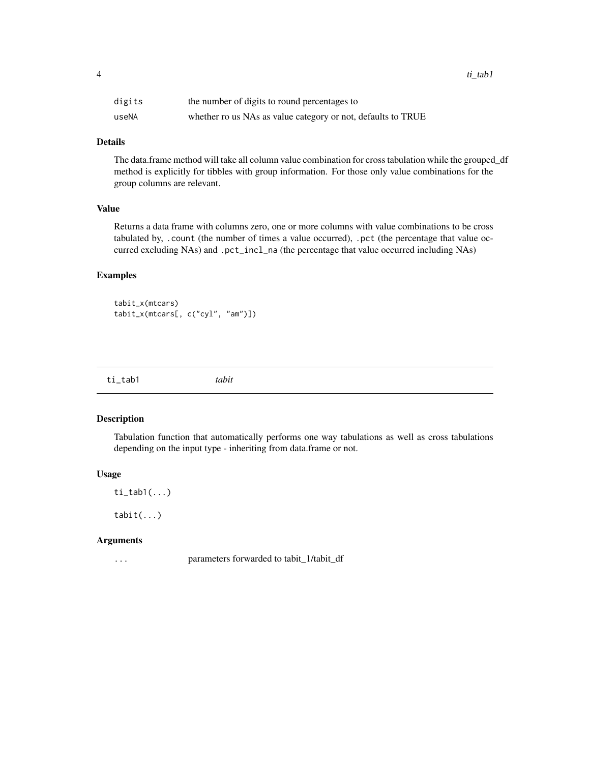| | |
|---|---|
| digits | the number of digits to round percentages to |
| useNA | whether ro us NAs as value category or not, defaults to TRUE |

### Details

The data.frame method will take all column value combination for cross tabulation while the grouped_df method is explicitly for tibbles with group information. For those only value combinations for the group columns are relevant.

### Value

Returns a data frame with columns zero, one or more columns with value combinations to be cross tabulated by, `.count` (the number of times a value occurred), `.pct` (the percentage that value occurred excluding NAs) and `.pct_incl_na` (the percentage that value occurred including NAs)

### Examples

```
tabit_x(mtcars)
tabit_x(mtcars[, c("cyl", "am")])
```

---

## ti_tab1 *tabit*

---

### Description

Tabulation function that automatically performs one way tabulations as well as cross tabulations depending on the input type - inheriting from data.frame or not.

### Usage

```
ti_tab1(...)

tabit(...)
```

### Arguments

| | |
|---|---|
| ... | parameters forwarded to tabit_1/tabit_df |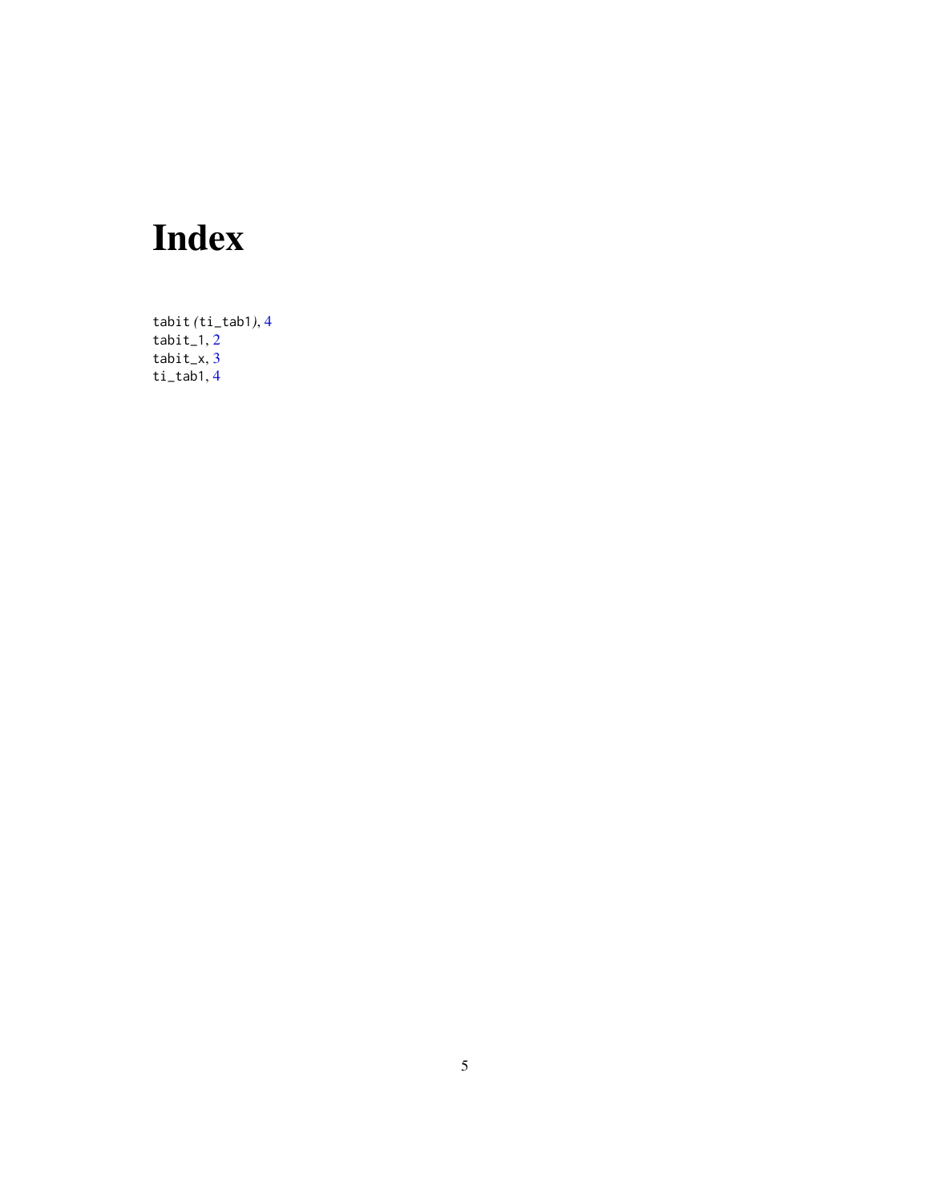# Index

tabit (ti_tab1), 4
tabit_1, 2
tabit_x, 3
ti_tab1, 4